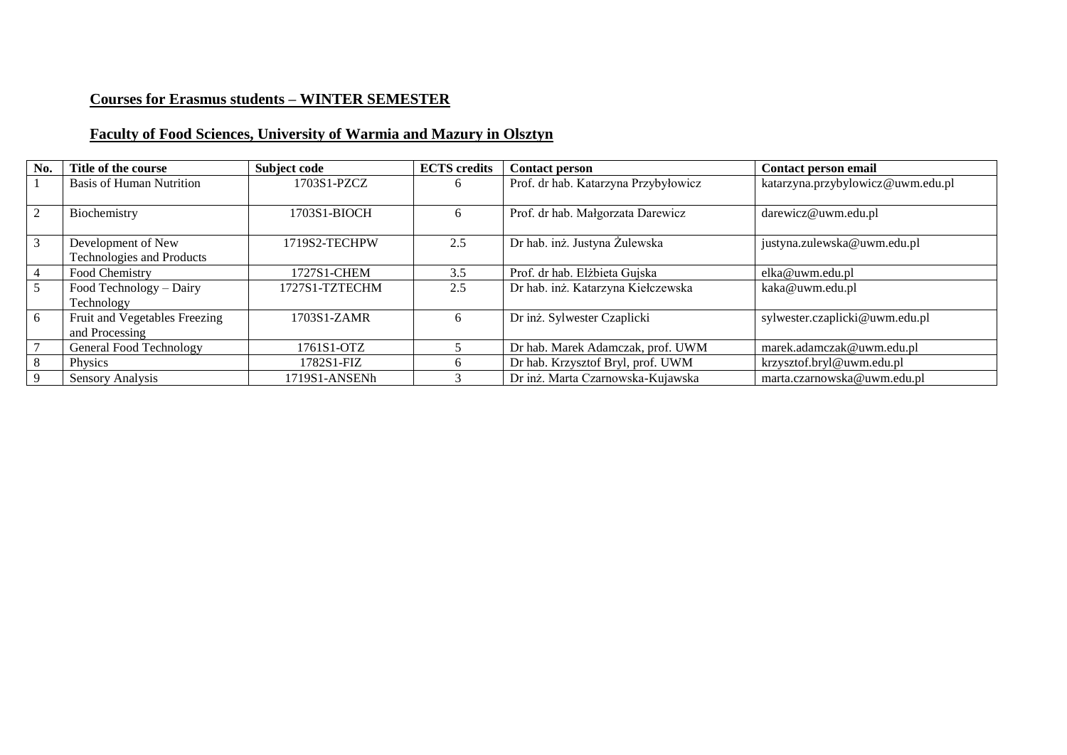**Courses for Erasmus students – WINTER SEMESTER**

**Faculty of Food Sciences, University of Warmia and Mazury in Olsztyn**

| No. | Title of the course | Subject code | ECTS credits | Contact person | Contact person email |
|---|---|---|---|---|---|
| 1 | Basis of Human Nutrition | 1703S1-PZCZ | 6 | Prof. dr hab. Katarzyna Przybyłowicz | katarzyna.przybylowicz@uwm.edu.pl |
| 2 | Biochemistry | 1703S1-BIOCH | 6 | Prof. dr hab. Małgorzata Darewicz | darewicz@uwm.edu.pl |
| 3 | Development of New Technologies and Products | 1719S2-TECHPW | 2.5 | Dr hab. inż. Justyna Żulewska | justyna.zulewska@uwm.edu.pl |
| 4 | Food Chemistry | 1727S1-CHEM | 3.5 | Prof. dr hab. Elżbieta Gujska | elka@uwm.edu.pl |
| 5 | Food Technology – Dairy Technology | 1727S1-TZTECHM | 2.5 | Dr hab. inż. Katarzyna Kiełczewska | kaka@uwm.edu.pl |
| 6 | Fruit and Vegetables Freezing and Processing | 1703S1-ZAMR | 6 | Dr inż. Sylwester Czaplicki | sylwester.czaplicki@uwm.edu.pl |
| 7 | General Food Technology | 1761S1-OTZ | 5 | Dr hab. Marek Adamczak, prof. UWM | marek.adamczak@uwm.edu.pl |
| 8 | Physics | 1782S1-FIZ | 6 | Dr hab. Krzysztof Bryl, prof. UWM | krzysztof.bryl@uwm.edu.pl |
| 9 | Sensory Analysis | 1719S1-ANSENh | 3 | Dr inż. Marta Czarnowska-Kujawska | marta.czarnowska@uwm.edu.pl |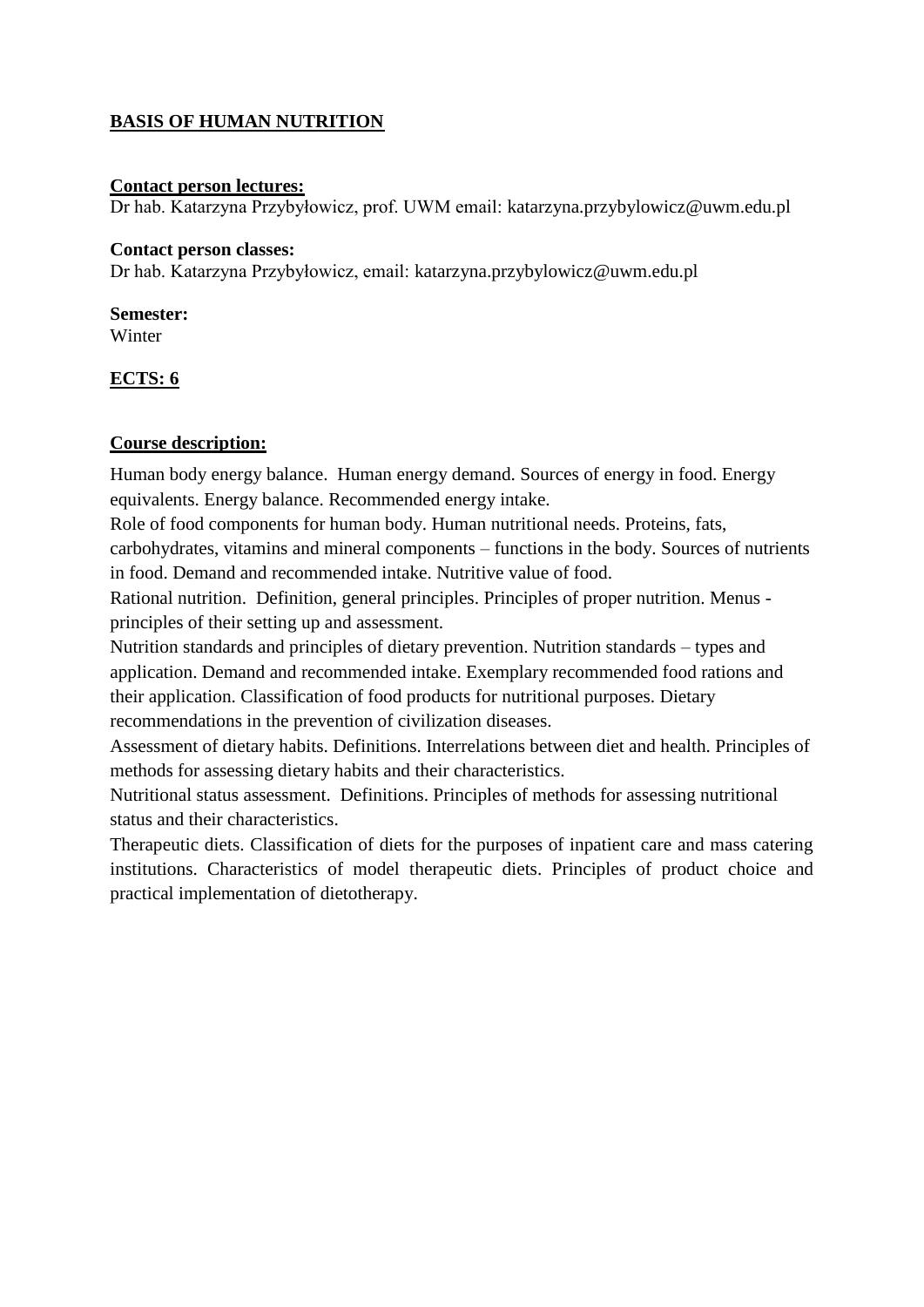# BASIS OF HUMAN NUTRITION

**Contact person lectures:**
Dr hab. Katarzyna Przybyłowicz, prof. UWM email: katarzyna.przybylowicz@uwm.edu.pl

**Contact person classes:**
Dr hab. Katarzyna Przybyłowicz, email: katarzyna.przybylowicz@uwm.edu.pl

**Semester:**
Winter

**ECTS: 6**

**Course description:**

Human body energy balance. Human energy demand. Sources of energy in food. Energy equivalents. Energy balance. Recommended energy intake.
Role of food components for human body. Human nutritional needs. Proteins, fats, carbohydrates, vitamins and mineral components – functions in the body. Sources of nutrients in food. Demand and recommended intake. Nutritive value of food.
Rational nutrition. Definition, general principles. Principles of proper nutrition. Menus - principles of their setting up and assessment.
Nutrition standards and principles of dietary prevention. Nutrition standards – types and application. Demand and recommended intake. Exemplary recommended food rations and their application. Classification of food products for nutritional purposes. Dietary recommendations in the prevention of civilization diseases.
Assessment of dietary habits. Definitions. Interrelations between diet and health. Principles of methods for assessing dietary habits and their characteristics.
Nutritional status assessment. Definitions. Principles of methods for assessing nutritional status and their characteristics.
Therapeutic diets. Classification of diets for the purposes of inpatient care and mass catering institutions. Characteristics of model therapeutic diets. Principles of product choice and practical implementation of dietotherapy.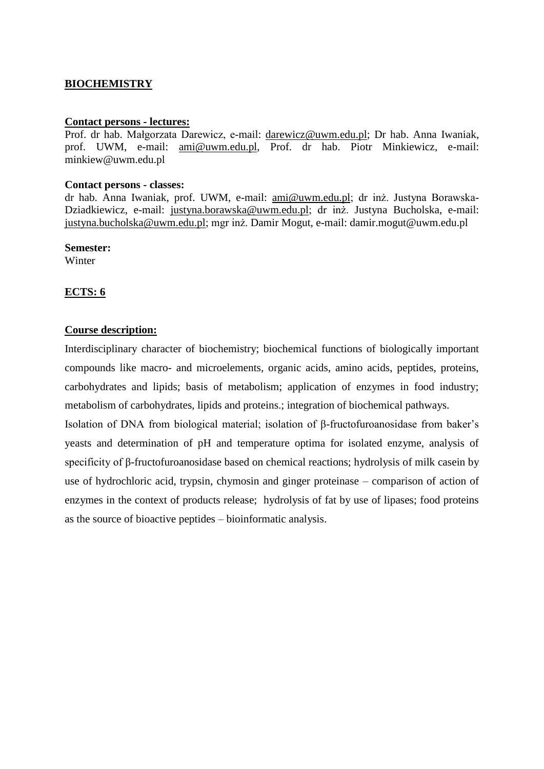**BIOCHEMISTRY**

**Contact persons - lectures:**
Prof. dr hab. Małgorzata Darewicz, e-mail: darewicz@uwm.edu.pl; Dr hab. Anna Iwaniak, prof. UWM, e-mail: ami@uwm.edu.pl, Prof. dr hab. Piotr Minkiewicz, e-mail: minkiew@uwm.edu.pl

**Contact persons - classes:**
dr hab. Anna Iwaniak, prof. UWM, e-mail: ami@uwm.edu.pl; dr inż. Justyna Borawska-Dziadkiewicz, e-mail: justyna.borawska@uwm.edu.pl; dr inż. Justyna Bucholska, e-mail: justyna.bucholska@uwm.edu.pl; mgr inż. Damir Mogut, e-mail: damir.mogut@uwm.edu.pl

**Semester:**
Winter

**ECTS: 6**

**Course description:**

Interdisciplinary character of biochemistry; biochemical functions of biologically important compounds like macro- and microelements, organic acids, amino acids, peptides, proteins, carbohydrates and lipids; basis of metabolism; application of enzymes in food industry; metabolism of carbohydrates, lipids and proteins.; integration of biochemical pathways.

Isolation of DNA from biological material; isolation of β-fructofuroanosidase from baker's yeasts and determination of pH and temperature optima for isolated enzyme, analysis of specificity of β-fructofuroanosidase based on chemical reactions; hydrolysis of milk casein by use of hydrochloric acid, trypsin, chymosin and ginger proteinase – comparison of action of enzymes in the context of products release; hydrolysis of fat by use of lipases; food proteins as the source of bioactive peptides – bioinformatic analysis.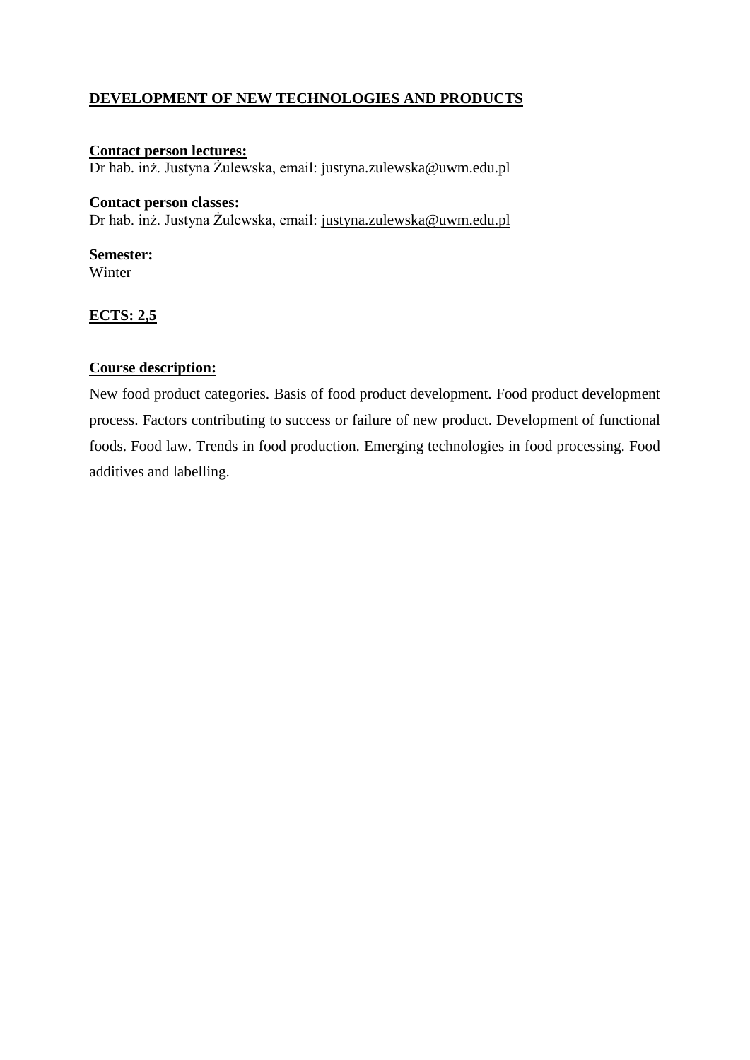## DEVELOPMENT OF NEW TECHNOLOGIES AND PRODUCTS

**Contact person lectures:**
Dr hab. inż. Justyna Żulewska, email: justyna.zulewska@uwm.edu.pl

**Contact person classes:**
Dr hab. inż. Justyna Żulewska, email: justyna.zulewska@uwm.edu.pl

**Semester:**
Winter

**ECTS: 2,5**

**Course description:**

New food product categories. Basis of food product development. Food product development process. Factors contributing to success or failure of new product. Development of functional foods. Food law. Trends in food production. Emerging technologies in food processing. Food additives and labelling.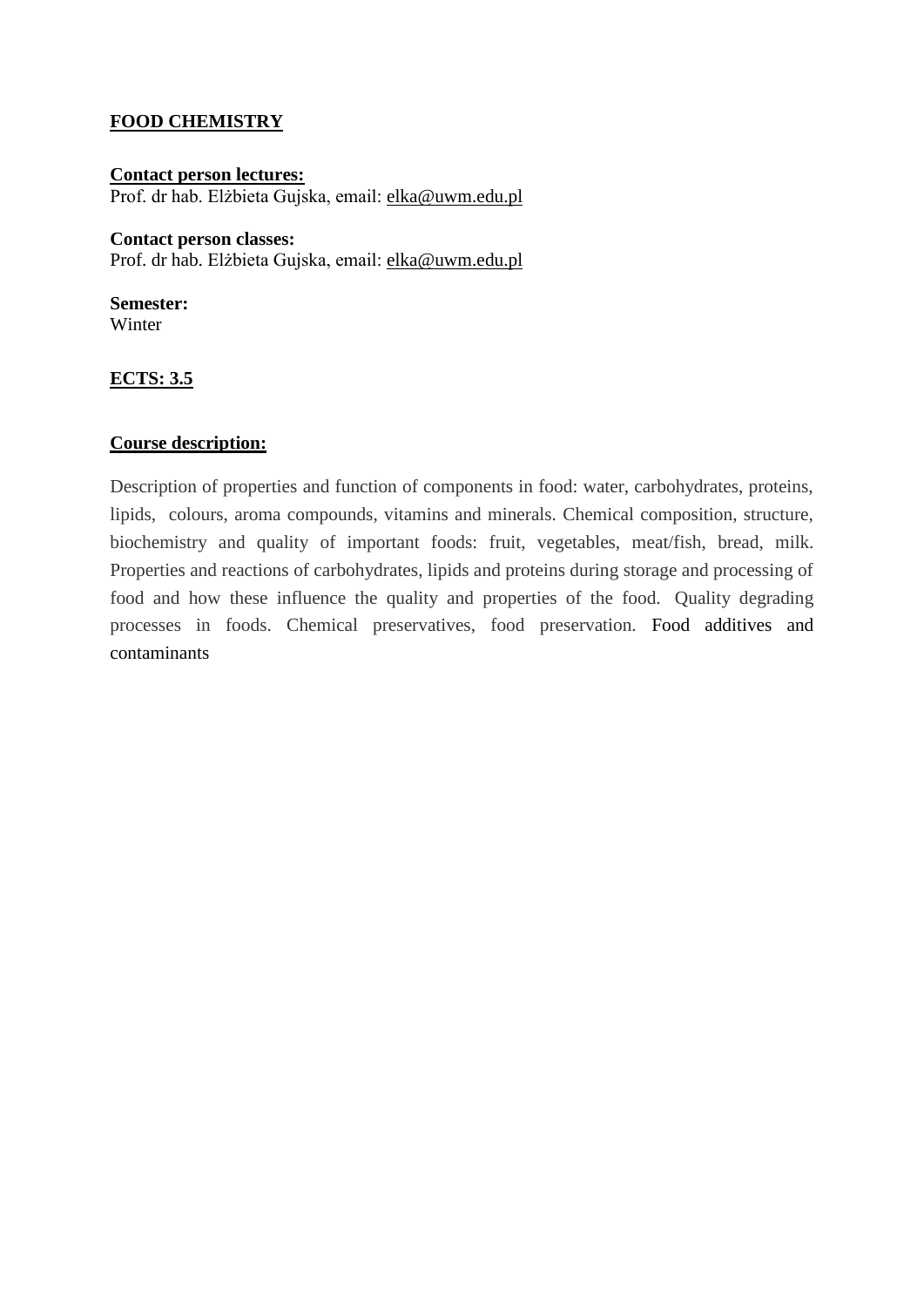## FOOD CHEMISTRY

**Contact person lectures:**
Prof. dr hab. Elżbieta Gujska, email: elka@uwm.edu.pl

**Contact person classes:**
Prof. dr hab. Elżbieta Gujska, email: elka@uwm.edu.pl

**Semester:**
Winter

**ECTS: 3.5**

**Course description:**

Description of properties and function of components in food: water, carbohydrates, proteins, lipids, colours, aroma compounds, vitamins and minerals. Chemical composition, structure, biochemistry and quality of important foods: fruit, vegetables, meat/fish, bread, milk. Properties and reactions of carbohydrates, lipids and proteins during storage and processing of food and how these influence the quality and properties of the food. Quality degrading processes in foods. Chemical preservatives, food preservation. Food additives and contaminants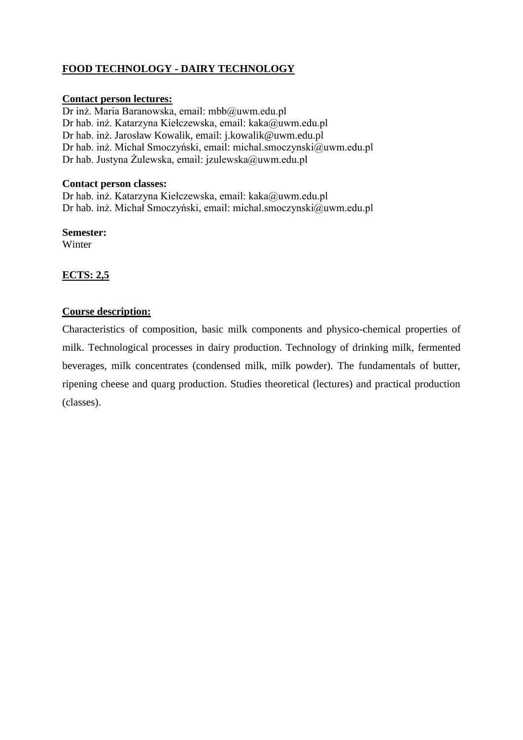## FOOD TECHNOLOGY - DAIRY TECHNOLOGY

**Contact person lectures:**

Dr inż. Maria Baranowska, email: mbb@uwm.edu.pl
Dr hab. inż. Katarzyna Kiełczewska, email: kaka@uwm.edu.pl
Dr hab. inż. Jarosław Kowalik, email: j.kowalik@uwm.edu.pl
Dr hab. inż. Michał Smoczyński, email: michal.smoczynski@uwm.edu.pl
Dr hab. Justyna Żulewska, email: jzulewska@uwm.edu.pl

**Contact person classes:**

Dr hab. inż. Katarzyna Kiełczewska, email: kaka@uwm.edu.pl
Dr hab. inż. Michał Smoczyński, email: michal.smoczynski@uwm.edu.pl

**Semester:**

Winter

**ECTS: 2,5**

**Course description:**

Characteristics of composition, basic milk components and physico-chemical properties of milk. Technological processes in dairy production. Technology of drinking milk, fermented beverages, milk concentrates (condensed milk, milk powder). The fundamentals of butter, ripening cheese and quarg production. Studies theoretical (lectures) and practical production (classes).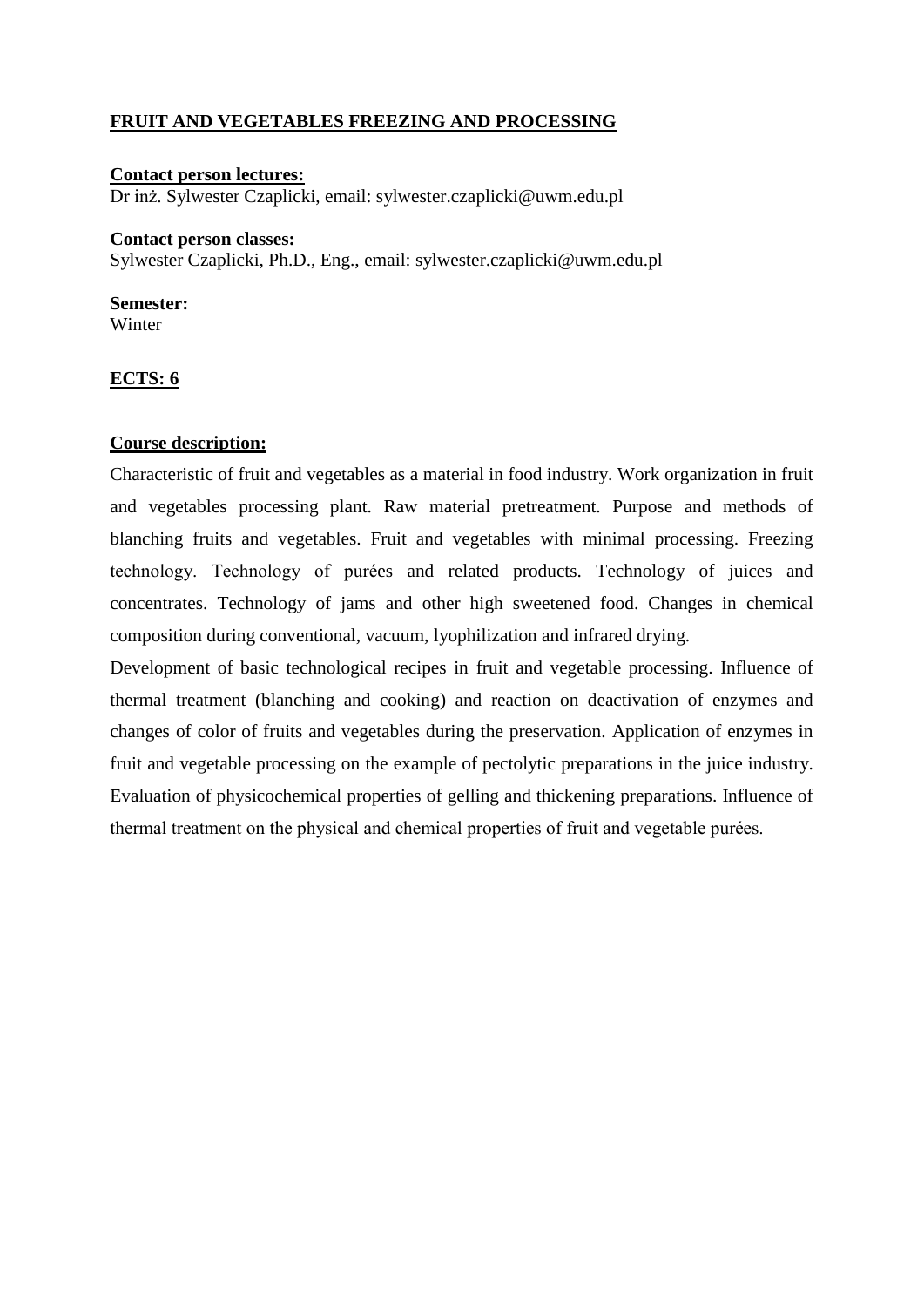## FRUIT AND VEGETABLES FREEZING AND PROCESSING

**Contact person lectures:**
Dr inż. Sylwester Czaplicki, email: sylwester.czaplicki@uwm.edu.pl

**Contact person classes:**
Sylwester Czaplicki, Ph.D., Eng., email: sylwester.czaplicki@uwm.edu.pl

**Semester:**
Winter

**ECTS: 6**

**Course description:**

Characteristic of fruit and vegetables as a material in food industry. Work organization in fruit and vegetables processing plant. Raw material pretreatment. Purpose and methods of blanching fruits and vegetables. Fruit and vegetables with minimal processing. Freezing technology. Technology of purées and related products. Technology of juices and concentrates. Technology of jams and other high sweetened food. Changes in chemical composition during conventional, vacuum, lyophilization and infrared drying.

Development of basic technological recipes in fruit and vegetable processing. Influence of thermal treatment (blanching and cooking) and reaction on deactivation of enzymes and changes of color of fruits and vegetables during the preservation. Application of enzymes in fruit and vegetable processing on the example of pectolytic preparations in the juice industry. Evaluation of physicochemical properties of gelling and thickening preparations. Influence of thermal treatment on the physical and chemical properties of fruit and vegetable purées.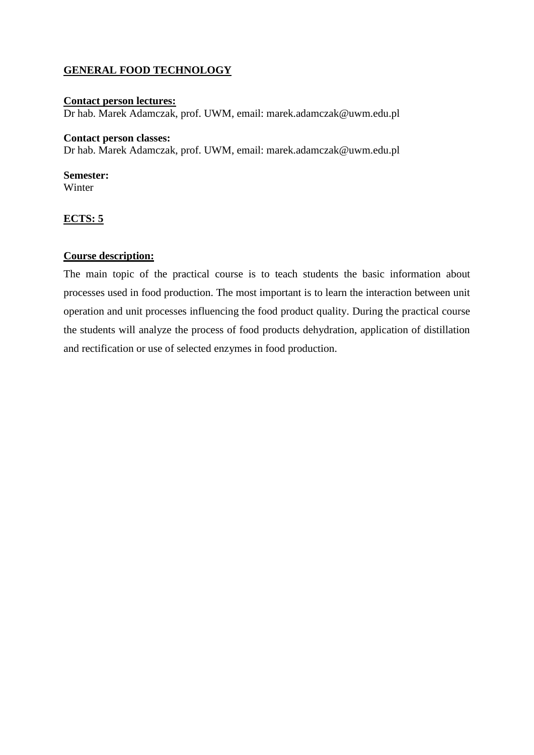## GENERAL FOOD TECHNOLOGY

**Contact person lectures:**
Dr hab. Marek Adamczak, prof. UWM, email: marek.adamczak@uwm.edu.pl

**Contact person classes:**
Dr hab. Marek Adamczak, prof. UWM, email: marek.adamczak@uwm.edu.pl

**Semester:**
Winter

**ECTS: 5**

**Course description:**

The main topic of the practical course is to teach students the basic information about processes used in food production. The most important is to learn the interaction between unit operation and unit processes influencing the food product quality. During the practical course the students will analyze the process of food products dehydration, application of distillation and rectification or use of selected enzymes in food production.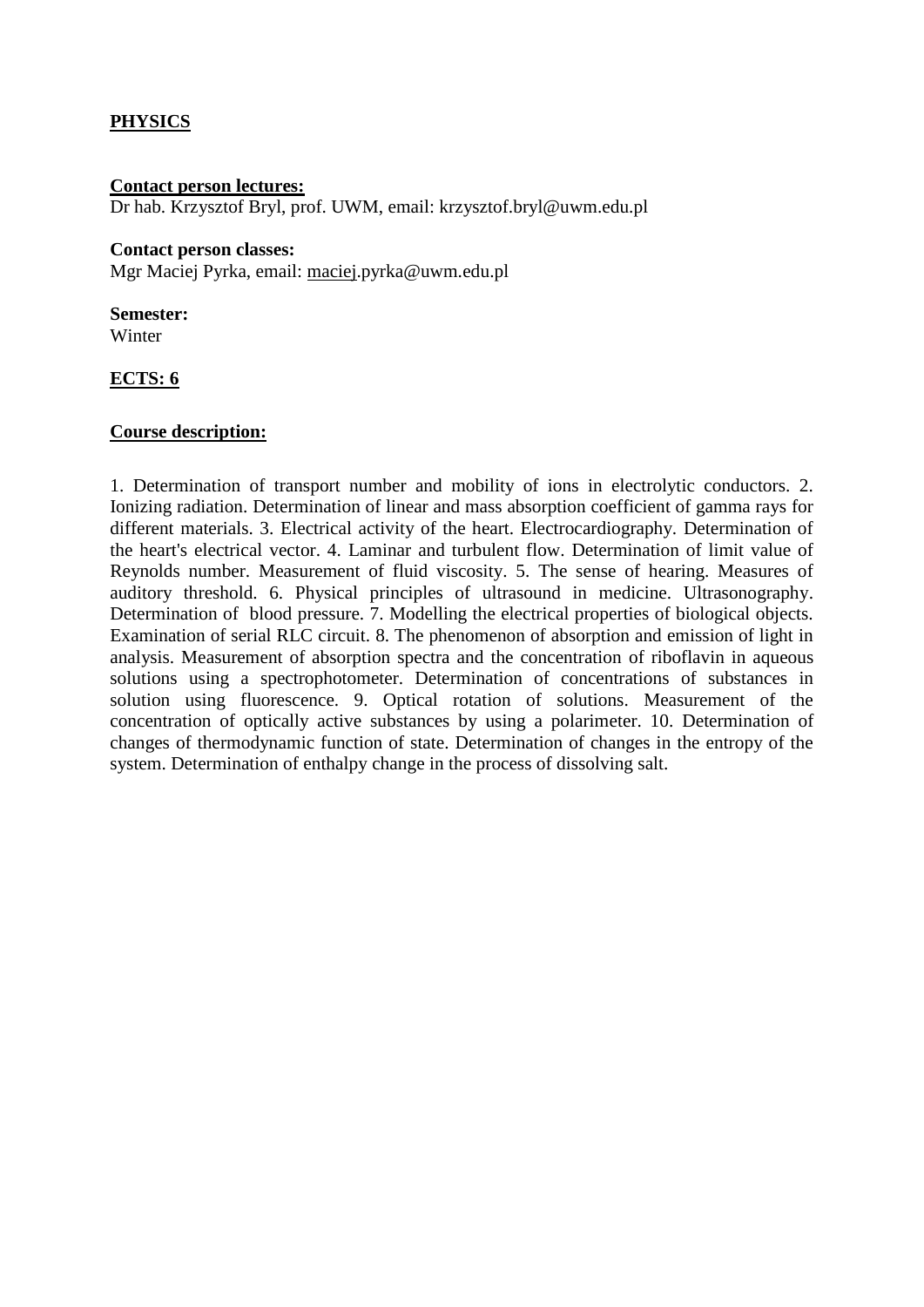# **PHYSICS**

**Contact person lectures:**
Dr hab. Krzysztof Bryl, prof. UWM, email: krzysztof.bryl@uwm.edu.pl

**Contact person classes:**
Mgr Maciej Pyrka, email: maciej.pyrka@uwm.edu.pl

**Semester:**
Winter

**ECTS: 6**

**Course description:**

1. Determination of transport number and mobility of ions in electrolytic conductors. 2. Ionizing radiation. Determination of linear and mass absorption coefficient of gamma rays for different materials. 3. Electrical activity of the heart. Electrocardiography. Determination of the heart's electrical vector. 4. Laminar and turbulent flow. Determination of limit value of Reynolds number. Measurement of fluid viscosity. 5. The sense of hearing. Measures of auditory threshold. 6. Physical principles of ultrasound in medicine. Ultrasonography. Determination of blood pressure. 7. Modelling the electrical properties of biological objects. Examination of serial RLC circuit. 8. The phenomenon of absorption and emission of light in analysis. Measurement of absorption spectra and the concentration of riboflavin in aqueous solutions using a spectrophotometer. Determination of concentrations of substances in solution using fluorescence. 9. Optical rotation of solutions. Measurement of the concentration of optically active substances by using a polarimeter. 10. Determination of changes of thermodynamic function of state. Determination of changes in the entropy of the system. Determination of enthalpy change in the process of dissolving salt.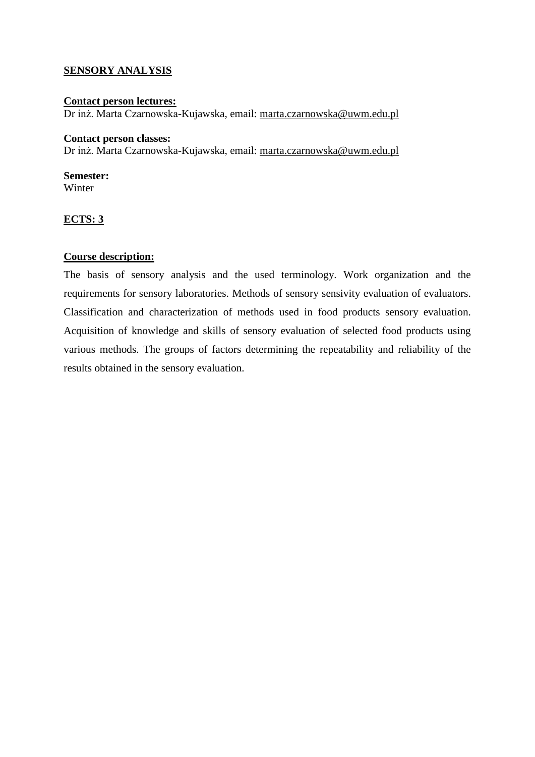## SENSORY ANALYSIS

**Contact person lectures:**
Dr inż. Marta Czarnowska-Kujawska, email: marta.czarnowska@uwm.edu.pl

**Contact person classes:**
Dr inż. Marta Czarnowska-Kujawska, email: marta.czarnowska@uwm.edu.pl

**Semester:**
Winter

**ECTS: 3**

**Course description:**

The basis of sensory analysis and the used terminology. Work organization and the requirements for sensory laboratories. Methods of sensory sensivity evaluation of evaluators. Classification and characterization of methods used in food products sensory evaluation. Acquisition of knowledge and skills of sensory evaluation of selected food products using various methods. The groups of factors determining the repeatability and reliability of the results obtained in the sensory evaluation.